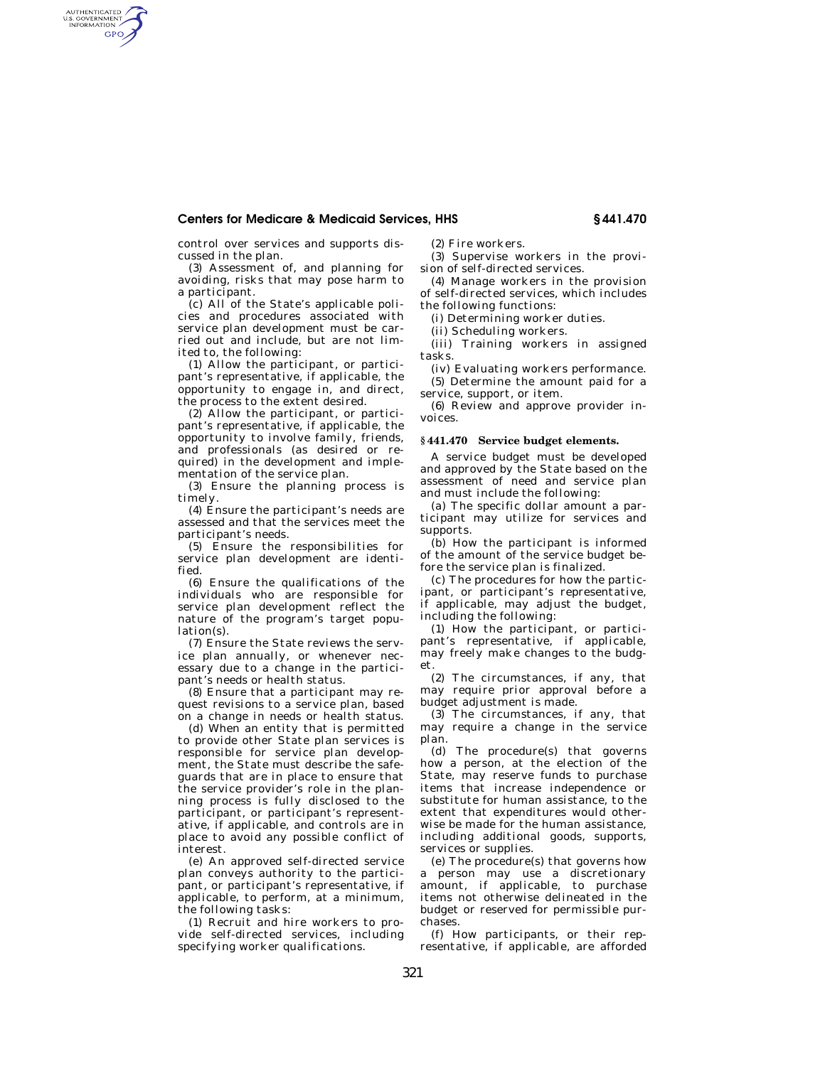control over services and supports discussed in the plan.

(3) Assessment of, and planning for avoiding, risks that may pose harm to a participant.

(c) All of the State's applicable policies and procedures associated with service plan development must be carried out and include, but are not limited to, the following:

(1) Allow the participant, or participant's representative, if applicable, the opportunity to engage in, and direct, the process to the extent desired.

(2) Allow the participant, or participant's representative, if applicable, the opportunity to involve family, friends, and professionals (as desired or required) in the development and implementation of the service plan.

(3) Ensure the planning process is timely.

(4) Ensure the participant's needs are assessed and that the services meet the participant's needs.

(5) Ensure the responsibilities for service plan development are identified.

(6) Ensure the qualifications of the individuals who are responsible for service plan development reflect the nature of the program's target population(s).

(7) Ensure the State reviews the service plan annually, or whenever necessary due to a change in the participant's needs or health status.

(8) Ensure that a participant may request revisions to a service plan, based on a change in needs or health status.

(d) When an entity that is permitted to provide other State plan services is responsible for service plan development, the State must describe the safeguards that are in place to ensure that the service provider's role in the planning process is fully disclosed to the participant, or participant's representative, if applicable, and controls are in place to avoid any possible conflict of interest.

(e) An approved self-directed service plan conveys authority to the participant, or participant's representative, if applicable, to perform, at a minimum, the following tasks:

(1) Recruit and hire workers to provide self-directed services, including specifying worker qualifications.

(2) Fire workers.

(3) Supervise workers in the provision of self-directed services.

(4) Manage workers in the provision of self-directed services, which includes the following functions:

(i) Determining worker duties.

(ii) Scheduling workers.

(iii) Training workers in assigned tasks.

(iv) Evaluating workers performance.

(5) Determine the amount paid for a service, support, or item.

(6) Review and approve provider invoices.

### § 441.470 Service budget elements.

A service budget must be developed and approved by the State based on the assessment of need and service plan and must include the following:

(a) The specific dollar amount a participant may utilize for services and supports.

(b) How the participant is informed of the amount of the service budget before the service plan is finalized.

(c) The procedures for how the participant, or participant's representative, if applicable, may adjust the budget, including the following:

(1) How the participant, or participant's representative, if applicable, may freely make changes to the budget.

(2) The circumstances, if any, that may require prior approval before a budget adjustment is made.

(3) The circumstances, if any, that may require a change in the service plan.

(d) The procedure(s) that governs how a person, at the election of the State, may reserve funds to purchase items that increase independence or substitute for human assistance, to the extent that expenditures would otherwise be made for the human assistance, including additional goods, supports, services or supplies.

(e) The procedure(s) that governs how a person may use a discretionary amount, if applicable, to purchase items not otherwise delineated in the budget or reserved for permissible purchases.

(f) How participants, or their representative, if applicable, are afforded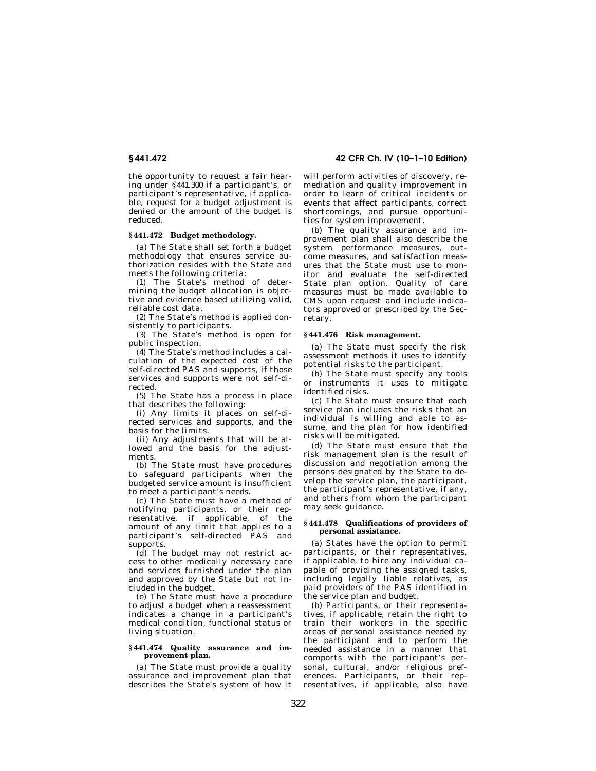the opportunity to request a fair hearing under §441.300 if a participant's, or participant's representative, if applicable, request for a budget adjustment is denied or the amount of the budget is reduced.

### §441.472 Budget methodology.

(a) The State shall set forth a budget methodology that ensures service authorization resides with the State and meets the following criteria:

(1) The State's method of determining the budget allocation is objective and evidence based utilizing valid, reliable cost data.

(2) The State's method is applied consistently to participants.

(3) The State's method is open for public inspection.

(4) The State's method includes a calculation of the expected cost of the self-directed PAS and supports, if those services and supports were not self-directed.

(5) The State has a process in place that describes the following:

(i) Any limits it places on self-directed services and supports, and the basis for the limits.

(ii) Any adjustments that will be allowed and the basis for the adjustments.

(b) The State must have procedures to safeguard participants when the budgeted service amount is insufficient to meet a participant's needs.

(c) The State must have a method of notifying participants, or their representative, if applicable, of the amount of any limit that applies to a participant's self-directed PAS and supports.

(d) The budget may not restrict access to other medically necessary care and services furnished under the plan and approved by the State but not included in the budget.

(e) The State must have a procedure to adjust a budget when a reassessment indicates a change in a participant's medical condition, functional status or living situation.

### §441.474 Quality assurance and improvement plan.

(a) The State must provide a quality assurance and improvement plan that describes the State's system of how it will perform activities of discovery, remediation and quality improvement in order to learn of critical incidents or events that affect participants, correct shortcomings, and pursue opportunities for system improvement.

(b) The quality assurance and improvement plan shall also describe the system performance measures, outcome measures, and satisfaction measures that the State must use to monitor and evaluate the self-directed State plan option. Quality of care measures must be made available to CMS upon request and include indicators approved or prescribed by the Secretary.

### §441.476 Risk management.

(a) The State must specify the risk assessment methods it uses to identify potential risks to the participant.

(b) The State must specify any tools or instruments it uses to mitigate identified risks.

(c) The State must ensure that each service plan includes the risks that an individual is willing and able to assume, and the plan for how identified risks will be mitigated.

(d) The State must ensure that the risk management plan is the result of discussion and negotiation among the persons designated by the State to develop the service plan, the participant, the participant's representative, if any, and others from whom the participant may seek guidance.

### §441.478 Qualifications of providers of personal assistance.

(a) States have the option to permit participants, or their representatives, if applicable, to hire any individual capable of providing the assigned tasks, including legally liable relatives, as paid providers of the PAS identified in the service plan and budget.

(b) Participants, or their representatives, if applicable, retain the right to train their workers in the specific areas of personal assistance needed by the participant and to perform the needed assistance in a manner that comports with the participant's personal, cultural, and/or religious preferences. Participants, or their representatives, if applicable, also have